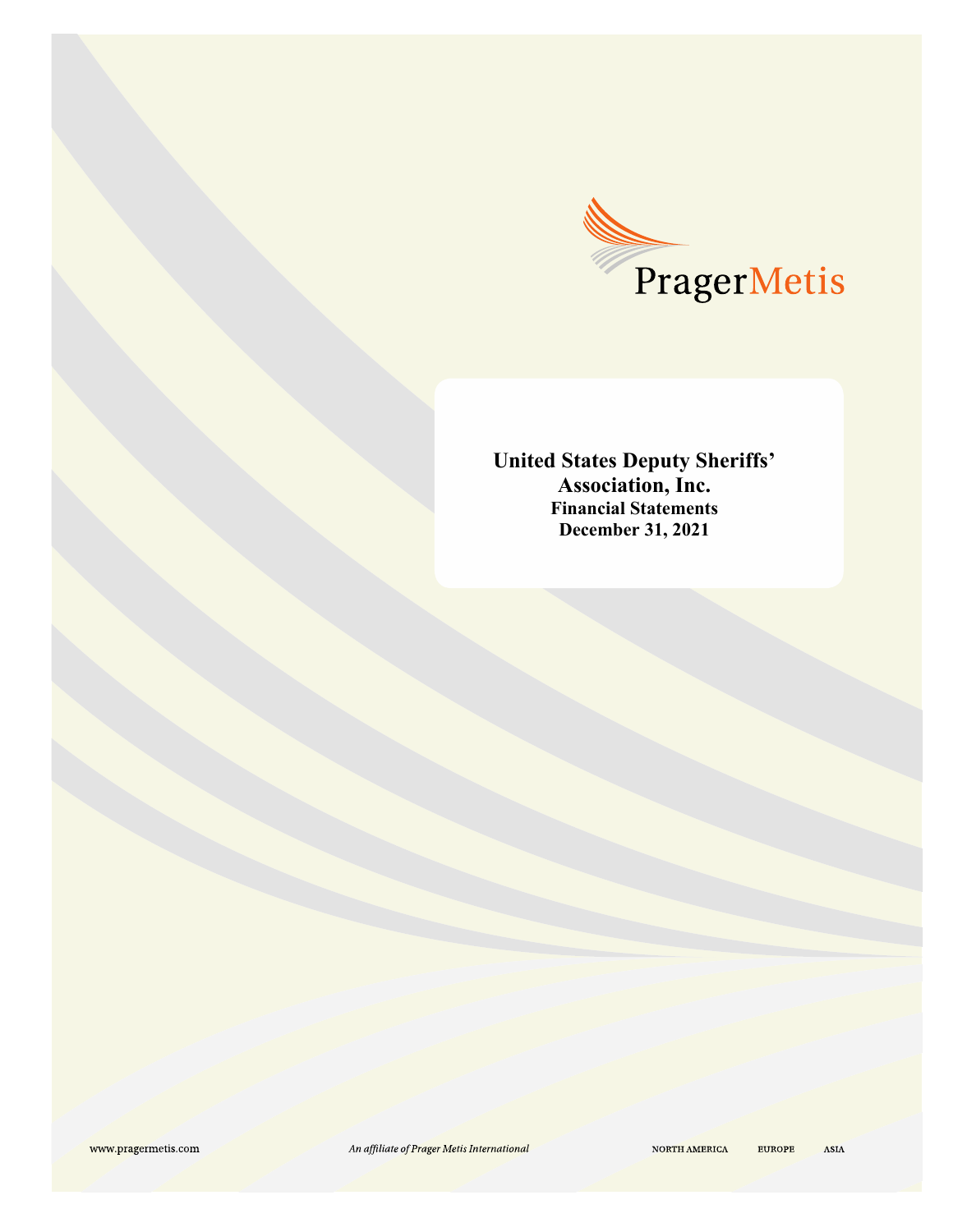PragerMetis

# United States Deputy Sheriffs' Association, Inc.

**Financial Statements**

**December 31, 2021**

www.pragermetis.com

*An affiliate of Prager Metis International*

NORTH AMERICA EUROPE ASIA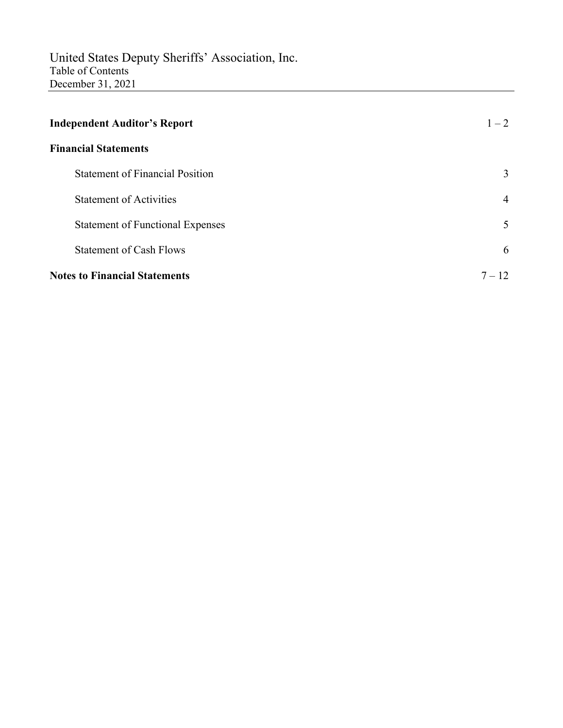# United States Deputy Sheriffs' Association, Inc.

Table of Contents

December 31, 2021

| | |
|---|---|
| **Independent Auditor's Report** | 1 – 2 |
| **Financial Statements** | |
| Statement of Financial Position | 3 |
| Statement of Activities | 4 |
| Statement of Functional Expenses | 5 |
| Statement of Cash Flows | 6 |
| **Notes to Financial Statements** | 7 – 12 |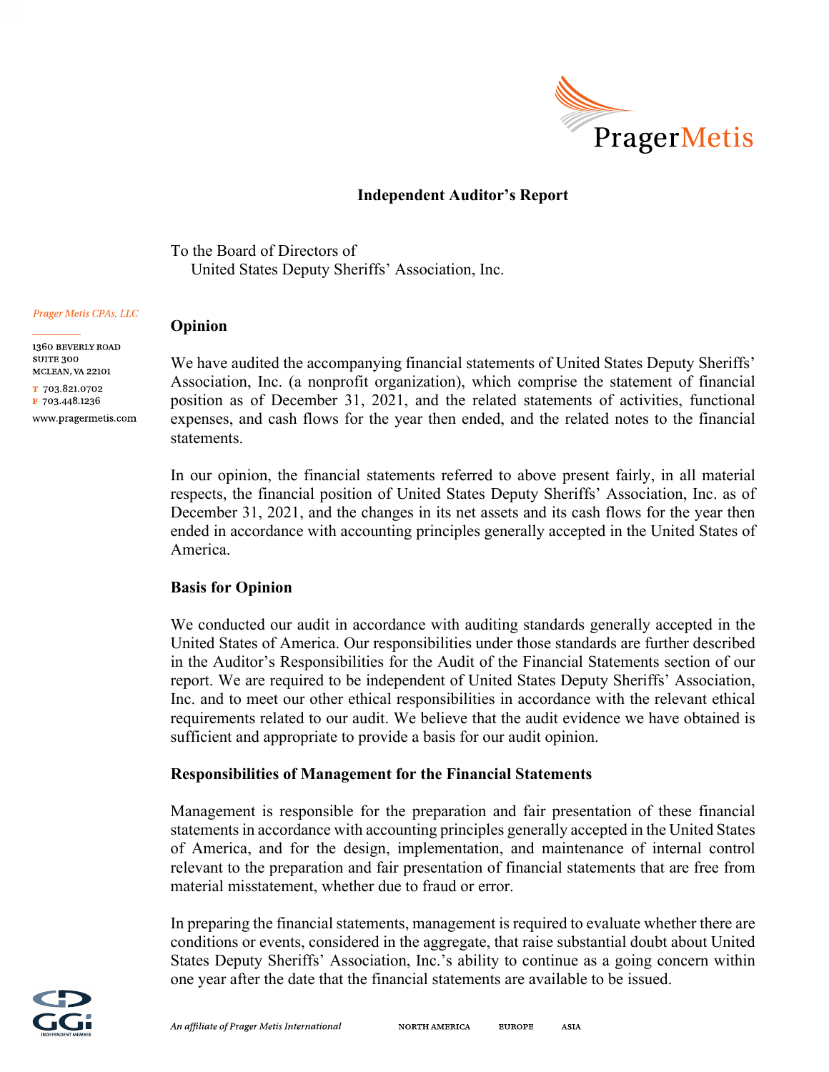# Independent Auditor's Report

To the Board of Directors of
United States Deputy Sheriffs' Association, Inc.

## Opinion

We have audited the accompanying financial statements of United States Deputy Sheriffs' Association, Inc. (a nonprofit organization), which comprise the statement of financial position as of December 31, 2021, and the related statements of activities, functional expenses, and cash flows for the year then ended, and the related notes to the financial statements.

In our opinion, the financial statements referred to above present fairly, in all material respects, the financial position of United States Deputy Sheriffs' Association, Inc. as of December 31, 2021, and the changes in its net assets and its cash flows for the year then ended in accordance with accounting principles generally accepted in the United States of America.

## Basis for Opinion

We conducted our audit in accordance with auditing standards generally accepted in the United States of America. Our responsibilities under those standards are further described in the Auditor's Responsibilities for the Audit of the Financial Statements section of our report. We are required to be independent of United States Deputy Sheriffs' Association, Inc. and to meet our other ethical responsibilities in accordance with the relevant ethical requirements related to our audit. We believe that the audit evidence we have obtained is sufficient and appropriate to provide a basis for our audit opinion.

## Responsibilities of Management for the Financial Statements

Management is responsible for the preparation and fair presentation of these financial statements in accordance with accounting principles generally accepted in the United States of America, and for the design, implementation, and maintenance of internal control relevant to the preparation and fair presentation of financial statements that are free from material misstatement, whether due to fraud or error.

In preparing the financial statements, management is required to evaluate whether there are conditions or events, considered in the aggregate, that raise substantial doubt about United States Deputy Sheriffs' Association, Inc.'s ability to continue as a going concern within one year after the date that the financial statements are available to be issued.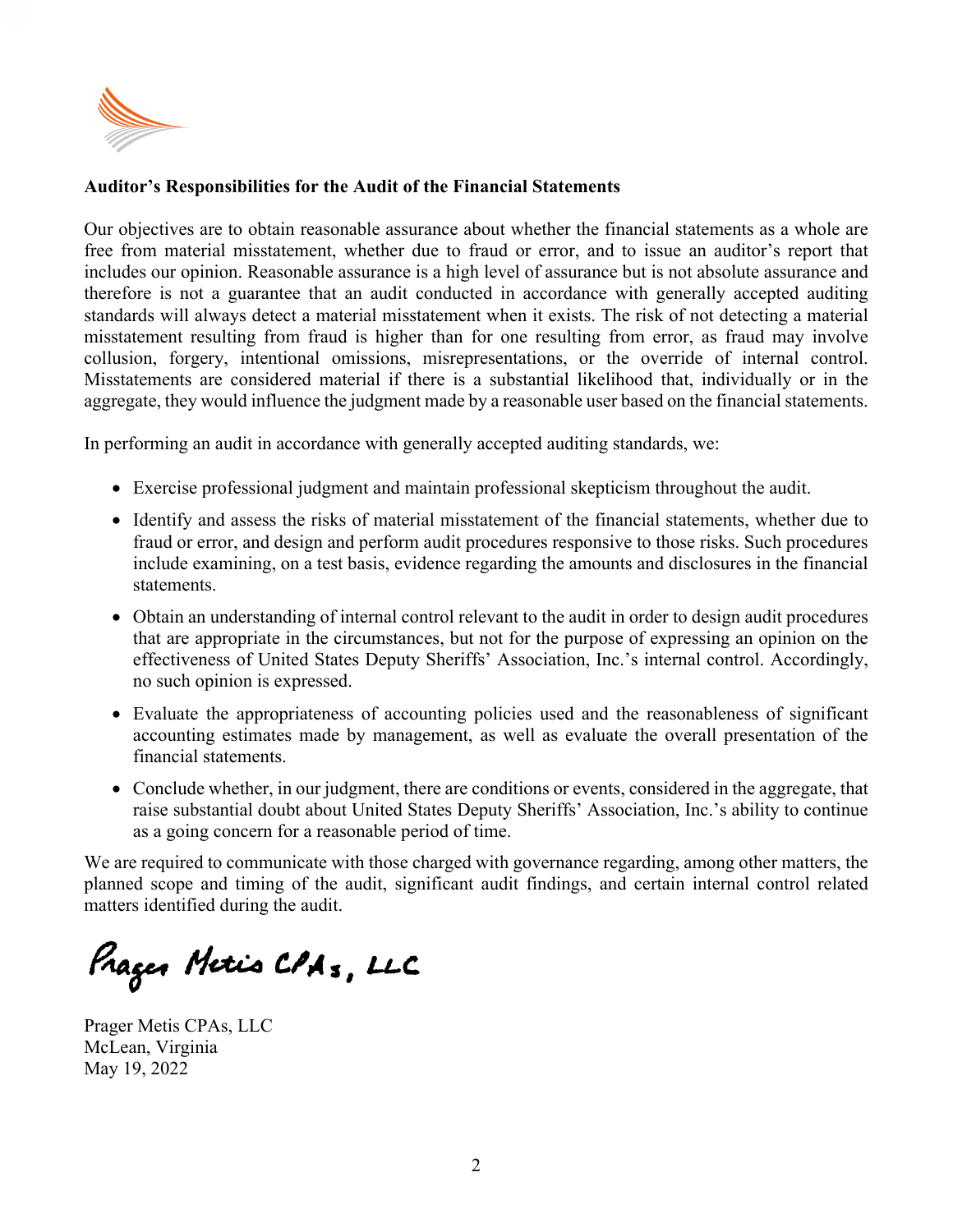**Auditor's Responsibilities for the Audit of the Financial Statements**

Our objectives are to obtain reasonable assurance about whether the financial statements as a whole are free from material misstatement, whether due to fraud or error, and to issue an auditor's report that includes our opinion. Reasonable assurance is a high level of assurance but is not absolute assurance and therefore is not a guarantee that an audit conducted in accordance with generally accepted auditing standards will always detect a material misstatement when it exists. The risk of not detecting a material misstatement resulting from fraud is higher than for one resulting from error, as fraud may involve collusion, forgery, intentional omissions, misrepresentations, or the override of internal control. Misstatements are considered material if there is a substantial likelihood that, individually or in the aggregate, they would influence the judgment made by a reasonable user based on the financial statements.

In performing an audit in accordance with generally accepted auditing standards, we:

- Exercise professional judgment and maintain professional skepticism throughout the audit.
- Identify and assess the risks of material misstatement of the financial statements, whether due to fraud or error, and design and perform audit procedures responsive to those risks. Such procedures include examining, on a test basis, evidence regarding the amounts and disclosures in the financial statements.
- Obtain an understanding of internal control relevant to the audit in order to design audit procedures that are appropriate in the circumstances, but not for the purpose of expressing an opinion on the effectiveness of United States Deputy Sheriffs' Association, Inc.'s internal control. Accordingly, no such opinion is expressed.
- Evaluate the appropriateness of accounting policies used and the reasonableness of significant accounting estimates made by management, as well as evaluate the overall presentation of the financial statements.
- Conclude whether, in our judgment, there are conditions or events, considered in the aggregate, that raise substantial doubt about United States Deputy Sheriffs' Association, Inc.'s ability to continue as a going concern for a reasonable period of time.

We are required to communicate with those charged with governance regarding, among other matters, the planned scope and timing of the audit, significant audit findings, and certain internal control related matters identified during the audit.

*Prager Metis CPAs, LLC*

Prager Metis CPAs, LLC
McLean, Virginia
May 19, 2022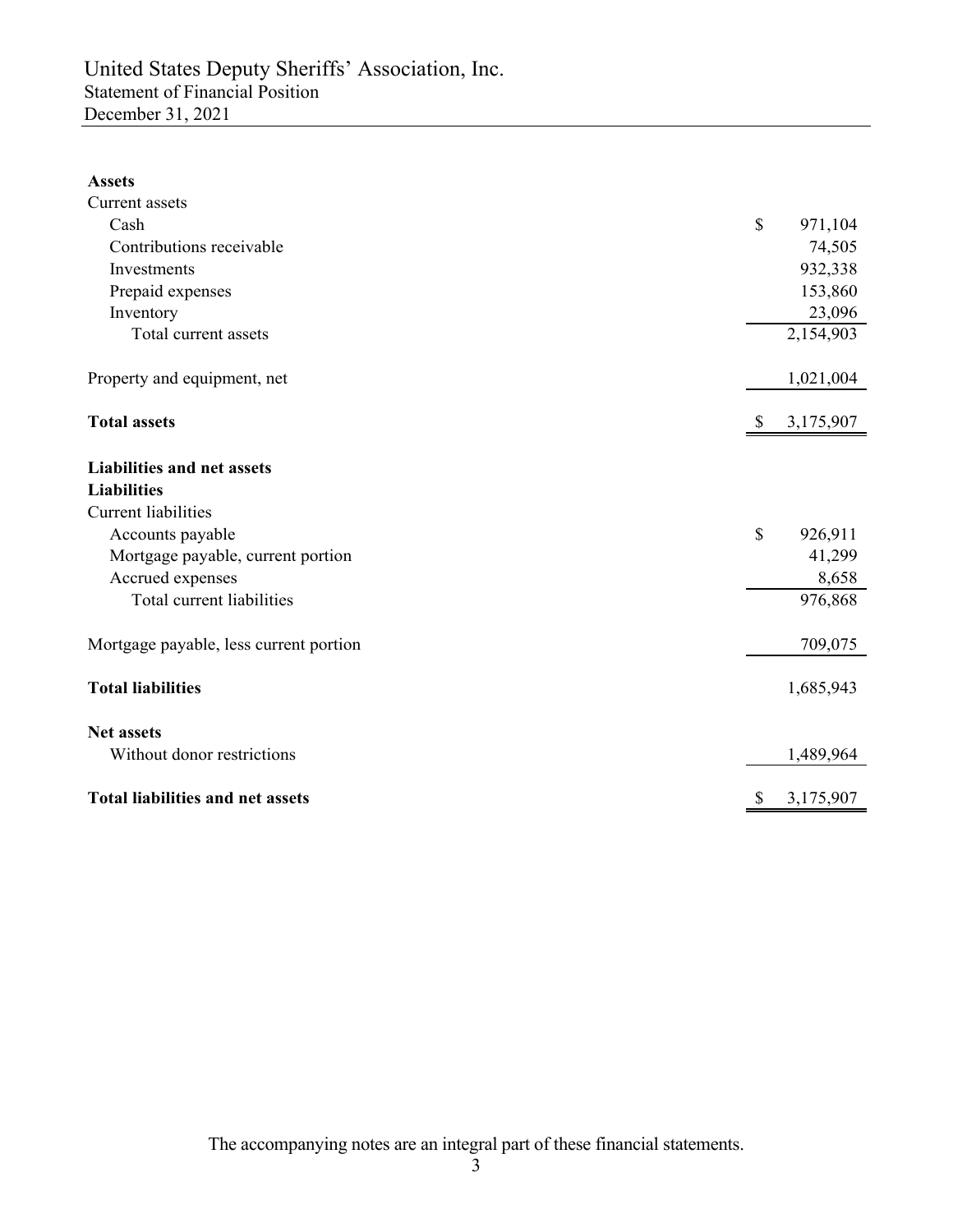# United States Deputy Sheriffs' Association, Inc.

## Statement of Financial Position

December 31, 2021

| | |
|---|---|
| **Assets** | |
| Current assets | |
| Cash | $ 971,104 |
| Contributions receivable | 74,505 |
| Investments | 932,338 |
| Prepaid expenses | 153,860 |
| Inventory | 23,096 |
| Total current assets | 2,154,903 |
| | |
| Property and equipment, net | 1,021,004 |
| | |
| **Total assets** | $ 3,175,907 |
| | |
| **Liabilities and net assets** | |
| **Liabilities** | |
| Current liabilities | |
| Accounts payable | $ 926,911 |
| Mortgage payable, current portion | 41,299 |
| Accrued expenses | 8,658 |
| Total current liabilities | 976,868 |
| | |
| Mortgage payable, less current portion | 709,075 |
| | |
| **Total liabilities** | 1,685,943 |
| | |
| **Net assets** | |
| Without donor restrictions | 1,489,964 |
| | |
| **Total liabilities and net assets** | $ 3,175,907 |

The accompanying notes are an integral part of these financial statements.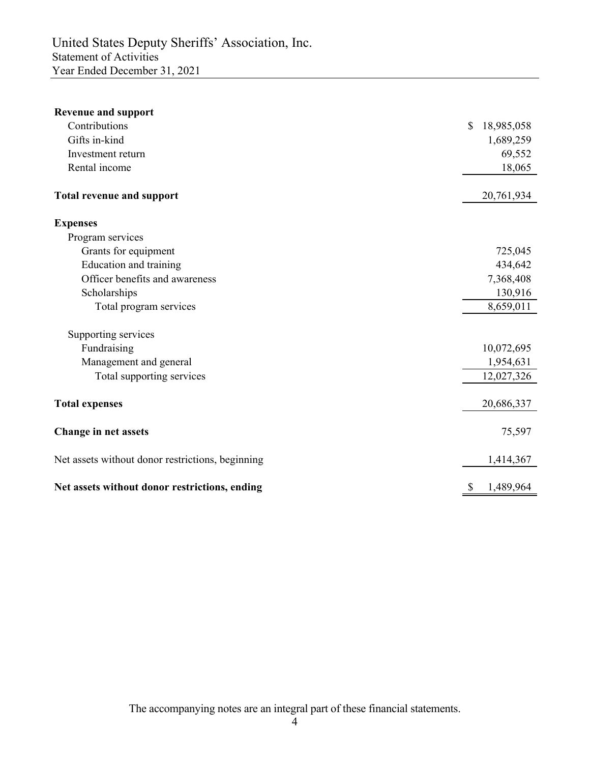# United States Deputy Sheriffs' Association, Inc.
## Statement of Activities
### Year Ended December 31, 2021

| | |
|---|---|
| **Revenue and support** | |
| Contributions | $ 18,985,058 |
| Gifts in-kind | 1,689,259 |
| Investment return | 69,552 |
| Rental income | 18,065 |
| **Total revenue and support** | 20,761,934 |
| **Expenses** | |
| Program services | |
| Grants for equipment | 725,045 |
| Education and training | 434,642 |
| Officer benefits and awareness | 7,368,408 |
| Scholarships | 130,916 |
| Total program services | 8,659,011 |
| Supporting services | |
| Fundraising | 10,072,695 |
| Management and general | 1,954,631 |
| Total supporting services | 12,027,326 |
| **Total expenses** | 20,686,337 |
| **Change in net assets** | 75,597 |
| Net assets without donor restrictions, beginning | 1,414,367 |
| **Net assets without donor restrictions, ending** | $ 1,489,964 |

The accompanying notes are an integral part of these financial statements.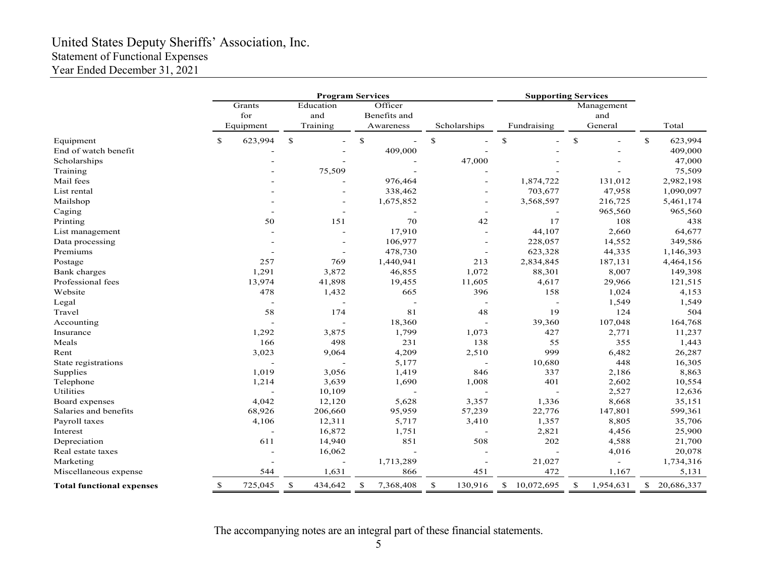# United States Deputy Sheriffs' Association, Inc.

## Statement of Functional Expenses

### Year Ended December 31, 2021

| | Program Services | | | | Supporting Services | | |
|---|---|---|---|---|---|---|---|
| | Grants for Equipment | Education and Training | Officer Benefits and Awareness | Scholarships | Fundraising | Management and General | Total |
| Equipment | $ 623,994 | $ - | $ - | $ - | $ - | $ - | $ 623,994 |
| End of watch benefit | - | - | 409,000 | - | - | - | 409,000 |
| Scholarships | - | - | - | 47,000 | - | - | 47,000 |
| Training | - | 75,509 | - | - | - | - | 75,509 |
| Mail fees | - | - | 976,464 | - | 1,874,722 | 131,012 | 2,982,198 |
| List rental | - | - | 338,462 | - | 703,677 | 47,958 | 1,090,097 |
| Mailshop | - | - | 1,675,852 | - | 3,568,597 | 216,725 | 5,461,174 |
| Caging | - | - | - | - | - | 965,560 | 965,560 |
| Printing | 50 | 151 | 70 | 42 | 17 | 108 | 438 |
| List management | - | - | 17,910 | - | 44,107 | 2,660 | 64,677 |
| Data processing | - | - | 106,977 | - | 228,057 | 14,552 | 349,586 |
| Premiums | - | - | 478,730 | - | 623,328 | 44,335 | 1,146,393 |
| Postage | 257 | 769 | 1,440,941 | 213 | 2,834,845 | 187,131 | 4,464,156 |
| Bank charges | 1,291 | 3,872 | 46,855 | 1,072 | 88,301 | 8,007 | 149,398 |
| Professional fees | 13,974 | 41,898 | 19,455 | 11,605 | 4,617 | 29,966 | 121,515 |
| Website | 478 | 1,432 | 665 | 396 | 158 | 1,024 | 4,153 |
| Legal | - | - | - | - | - | 1,549 | 1,549 |
| Travel | 58 | 174 | 81 | 48 | 19 | 124 | 504 |
| Accounting | - | - | 18,360 | - | 39,360 | 107,048 | 164,768 |
| Insurance | 1,292 | 3,875 | 1,799 | 1,073 | 427 | 2,771 | 11,237 |
| Meals | 166 | 498 | 231 | 138 | 55 | 355 | 1,443 |
| Rent | 3,023 | 9,064 | 4,209 | 2,510 | 999 | 6,482 | 26,287 |
| State registrations | - | - | 5,177 | - | 10,680 | 448 | 16,305 |
| Supplies | 1,019 | 3,056 | 1,419 | 846 | 337 | 2,186 | 8,863 |
| Telephone | 1,214 | 3,639 | 1,690 | 1,008 | 401 | 2,602 | 10,554 |
| Utilities | - | 10,109 | - | - | - | 2,527 | 12,636 |
| Board expenses | 4,042 | 12,120 | 5,628 | 3,357 | 1,336 | 8,668 | 35,151 |
| Salaries and benefits | 68,926 | 206,660 | 95,959 | 57,239 | 22,776 | 147,801 | 599,361 |
| Payroll taxes | 4,106 | 12,311 | 5,717 | 3,410 | 1,357 | 8,805 | 35,706 |
| Interest | - | 16,872 | 1,751 | - | 2,821 | 4,456 | 25,900 |
| Depreciation | 611 | 14,940 | 851 | 508 | 202 | 4,588 | 21,700 |
| Real estate taxes | - | 16,062 | - | - | - | 4,016 | 20,078 |
| Marketing | - | - | 1,713,289 | - | 21,027 | - | 1,734,316 |
| Miscellaneous expense | 544 | 1,631 | 866 | 451 | 472 | 1,167 | 5,131 |
| **Total functional expenses** | $ 725,045 | $ 434,642 | $ 7,368,408 | $ 130,916 | $ 10,072,695 | $ 1,954,631 | $ 20,686,337 |

The accompanying notes are an integral part of these financial statements.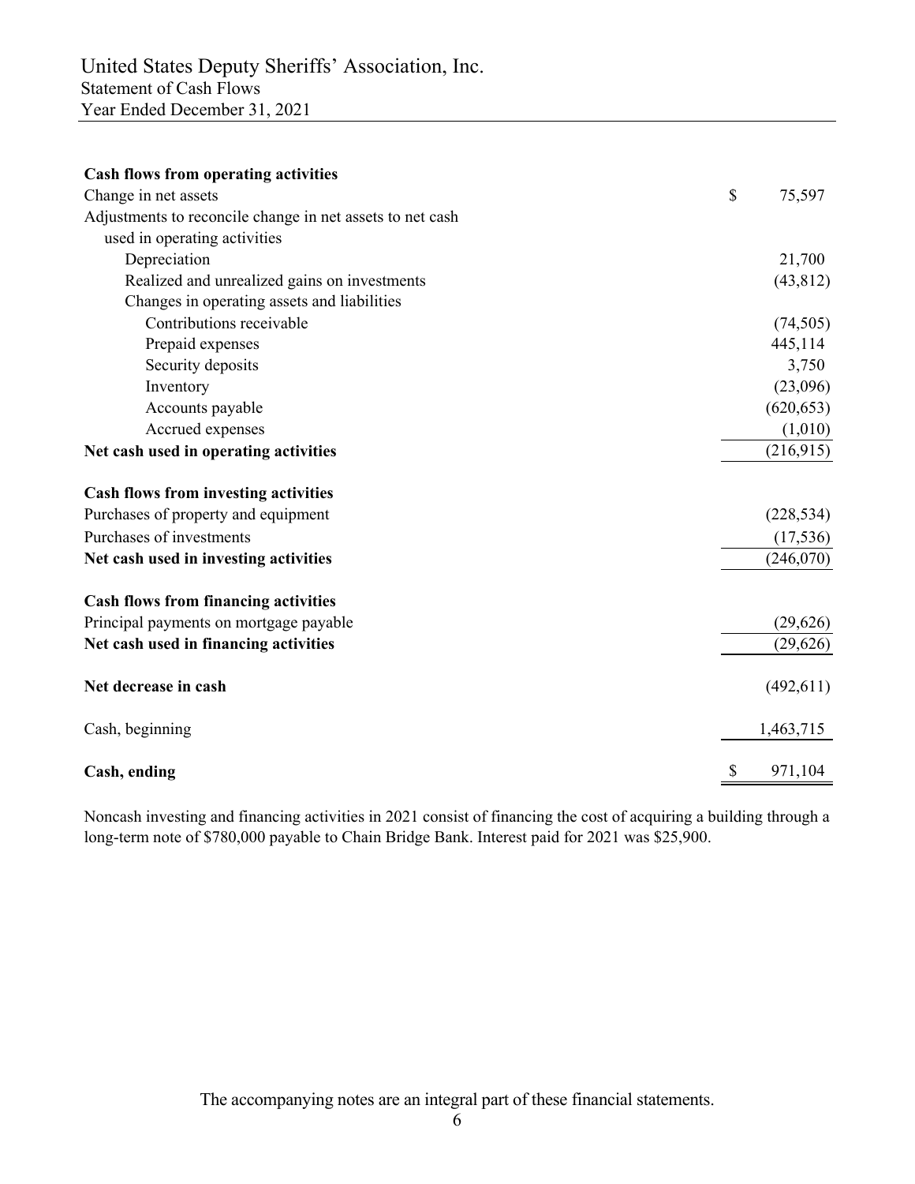# United States Deputy Sheriffs' Association, Inc.
## Statement of Cash Flows
## Year Ended December 31, 2021

| | |
|---|---|
| **Cash flows from operating activities** | |
| Change in net assets | $ 75,597 |
| Adjustments to reconcile change in net assets to net cash used in operating activities | |
| Depreciation | 21,700 |
| Realized and unrealized gains on investments | (43,812) |
| Changes in operating assets and liabilities | |
| Contributions receivable | (74,505) |
| Prepaid expenses | 445,114 |
| Security deposits | 3,750 |
| Inventory | (23,096) |
| Accounts payable | (620,653) |
| Accrued expenses | (1,010) |
| **Net cash used in operating activities** | (216,915) |
| **Cash flows from investing activities** | |
| Purchases of property and equipment | (228,534) |
| Purchases of investments | (17,536) |
| **Net cash used in investing activities** | (246,070) |
| **Cash flows from financing activities** | |
| Principal payments on mortgage payable | (29,626) |
| **Net cash used in financing activities** | (29,626) |
| **Net decrease in cash** | (492,611) |
| Cash, beginning | 1,463,715 |
| **Cash, ending** | $ 971,104 |

Noncash investing and financing activities in 2021 consist of financing the cost of acquiring a building through a long-term note of $780,000 payable to Chain Bridge Bank. Interest paid for 2021 was $25,900.

The accompanying notes are an integral part of these financial statements.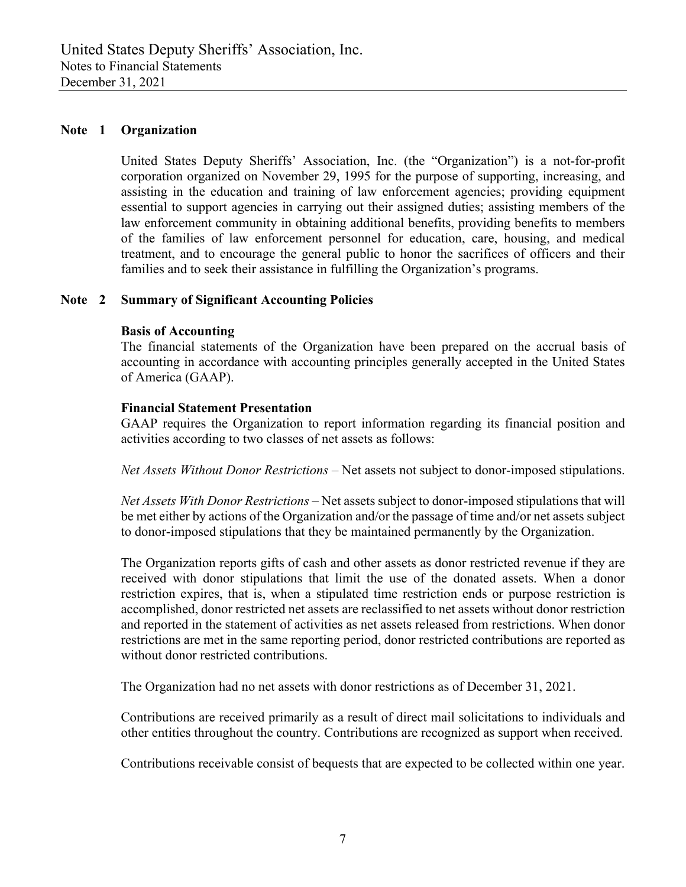## Note 1 Organization

United States Deputy Sheriffs' Association, Inc. (the "Organization") is a not-for-profit corporation organized on November 29, 1995 for the purpose of supporting, increasing, and assisting in the education and training of law enforcement agencies; providing equipment essential to support agencies in carrying out their assigned duties; assisting members of the law enforcement community in obtaining additional benefits, providing benefits to members of the families of law enforcement personnel for education, care, housing, and medical treatment, and to encourage the general public to honor the sacrifices of officers and their families and to seek their assistance in fulfilling the Organization's programs.

## Note 2 Summary of Significant Accounting Policies

### Basis of Accounting

The financial statements of the Organization have been prepared on the accrual basis of accounting in accordance with accounting principles generally accepted in the United States of America (GAAP).

### Financial Statement Presentation

GAAP requires the Organization to report information regarding its financial position and activities according to two classes of net assets as follows:

*Net Assets Without Donor Restrictions* – Net assets not subject to donor-imposed stipulations.

*Net Assets With Donor Restrictions* – Net assets subject to donor-imposed stipulations that will be met either by actions of the Organization and/or the passage of time and/or net assets subject to donor-imposed stipulations that they be maintained permanently by the Organization.

The Organization reports gifts of cash and other assets as donor restricted revenue if they are received with donor stipulations that limit the use of the donated assets. When a donor restriction expires, that is, when a stipulated time restriction ends or purpose restriction is accomplished, donor restricted net assets are reclassified to net assets without donor restriction and reported in the statement of activities as net assets released from restrictions. When donor restrictions are met in the same reporting period, donor restricted contributions are reported as without donor restricted contributions.

The Organization had no net assets with donor restrictions as of December 31, 2021.

Contributions are received primarily as a result of direct mail solicitations to individuals and other entities throughout the country. Contributions are recognized as support when received.

Contributions receivable consist of bequests that are expected to be collected within one year.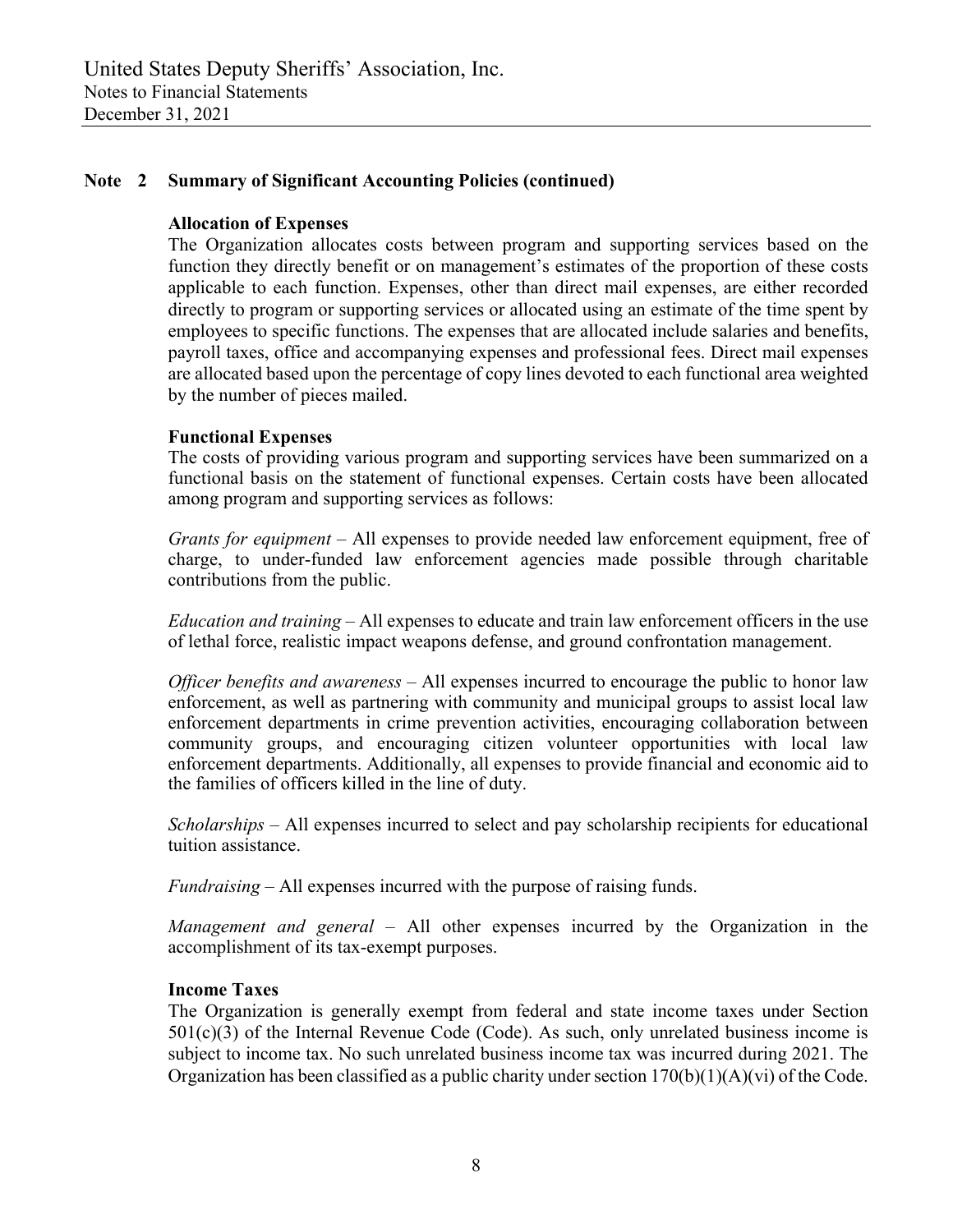## Note 2 Summary of Significant Accounting Policies (continued)

### Allocation of Expenses

The Organization allocates costs between program and supporting services based on the function they directly benefit or on management's estimates of the proportion of these costs applicable to each function. Expenses, other than direct mail expenses, are either recorded directly to program or supporting services or allocated using an estimate of the time spent by employees to specific functions. The expenses that are allocated include salaries and benefits, payroll taxes, office and accompanying expenses and professional fees. Direct mail expenses are allocated based upon the percentage of copy lines devoted to each functional area weighted by the number of pieces mailed.

### Functional Expenses

The costs of providing various program and supporting services have been summarized on a functional basis on the statement of functional expenses. Certain costs have been allocated among program and supporting services as follows:

*Grants for equipment* – All expenses to provide needed law enforcement equipment, free of charge, to under-funded law enforcement agencies made possible through charitable contributions from the public.

*Education and training* – All expenses to educate and train law enforcement officers in the use of lethal force, realistic impact weapons defense, and ground confrontation management.

*Officer benefits and awareness* – All expenses incurred to encourage the public to honor law enforcement, as well as partnering with community and municipal groups to assist local law enforcement departments in crime prevention activities, encouraging collaboration between community groups, and encouraging citizen volunteer opportunities with local law enforcement departments. Additionally, all expenses to provide financial and economic aid to the families of officers killed in the line of duty.

*Scholarships* – All expenses incurred to select and pay scholarship recipients for educational tuition assistance.

*Fundraising* – All expenses incurred with the purpose of raising funds.

*Management and general* – All other expenses incurred by the Organization in the accomplishment of its tax-exempt purposes.

### Income Taxes

The Organization is generally exempt from federal and state income taxes under Section 501(c)(3) of the Internal Revenue Code (Code). As such, only unrelated business income is subject to income tax. No such unrelated business income tax was incurred during 2021. The Organization has been classified as a public charity under section 170(b)(1)(A)(vi) of the Code.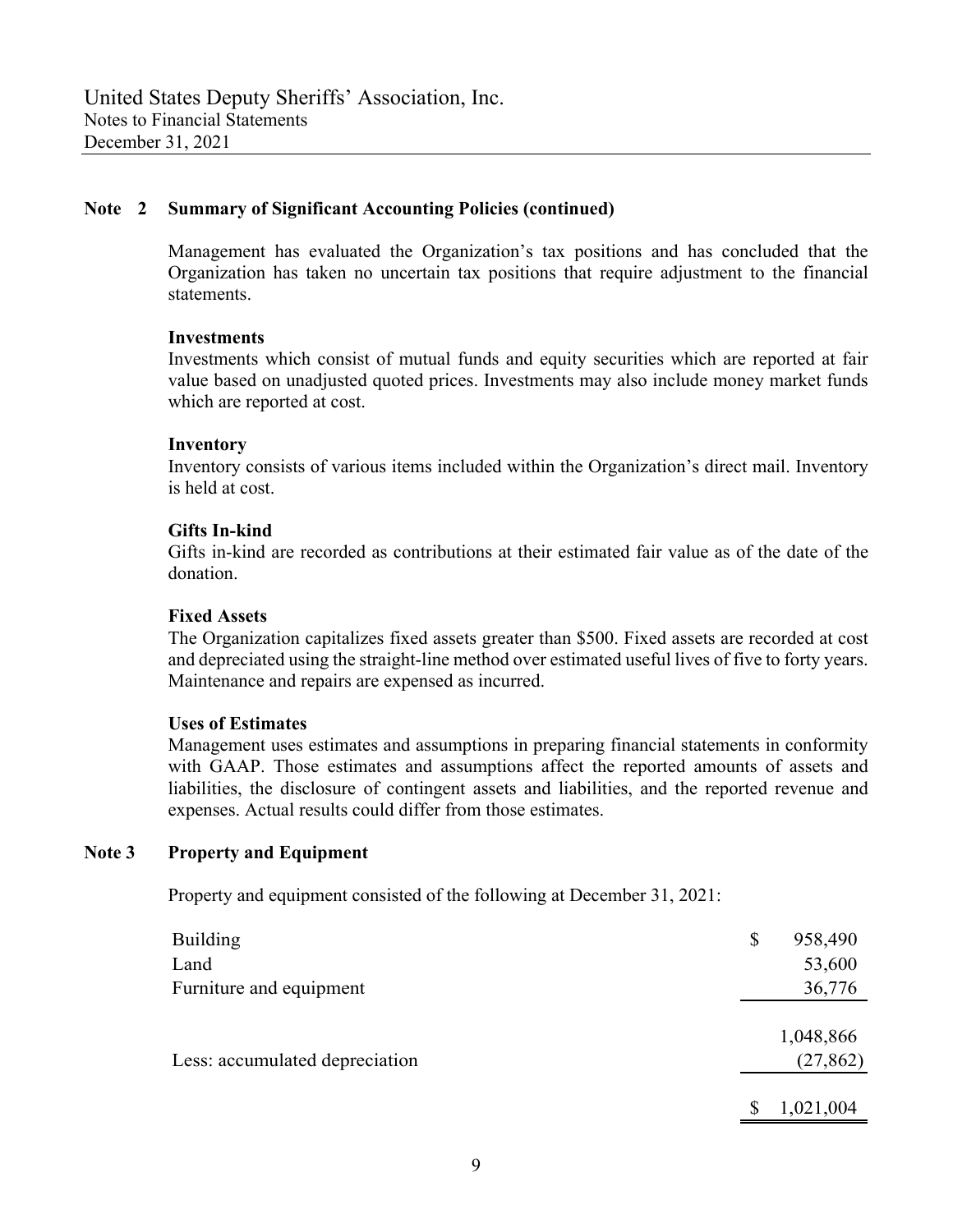## Note 2 Summary of Significant Accounting Policies (continued)

Management has evaluated the Organization's tax positions and has concluded that the Organization has taken no uncertain tax positions that require adjustment to the financial statements.

**Investments**
Investments which consist of mutual funds and equity securities which are reported at fair value based on unadjusted quoted prices. Investments may also include money market funds which are reported at cost.

**Inventory**
Inventory consists of various items included within the Organization's direct mail. Inventory is held at cost.

**Gifts In-kind**
Gifts in-kind are recorded as contributions at their estimated fair value as of the date of the donation.

**Fixed Assets**
The Organization capitalizes fixed assets greater than $500. Fixed assets are recorded at cost and depreciated using the straight-line method over estimated useful lives of five to forty years. Maintenance and repairs are expensed as incurred.

**Uses of Estimates**
Management uses estimates and assumptions in preparing financial statements in conformity with GAAP. Those estimates and assumptions affect the reported amounts of assets and liabilities, the disclosure of contingent assets and liabilities, and the reported revenue and expenses. Actual results could differ from those estimates.

## Note 3 Property and Equipment

Property and equipment consisted of the following at December 31, 2021:

| | |
|---|---|
| Building | $ 958,490 |
| Land | 53,600 |
| Furniture and equipment | 36,776 |
| | 1,048,866 |
| Less: accumulated depreciation | (27,862) |
| | $ 1,021,004 |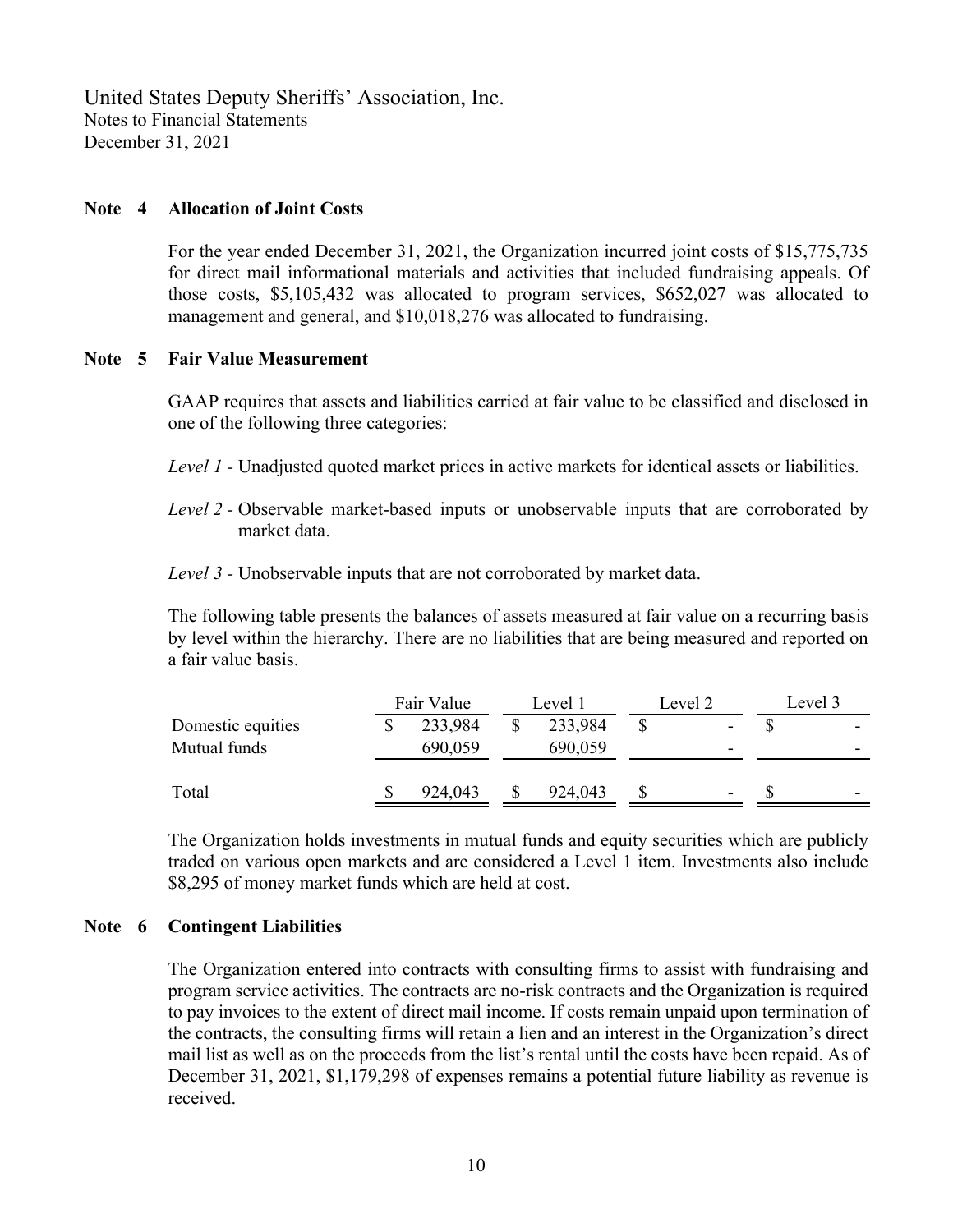## Note 4 Allocation of Joint Costs

For the year ended December 31, 2021, the Organization incurred joint costs of $15,775,735 for direct mail informational materials and activities that included fundraising appeals. Of those costs, $5,105,432 was allocated to program services, $652,027 was allocated to management and general, and $10,018,276 was allocated to fundraising.

## Note 5 Fair Value Measurement

GAAP requires that assets and liabilities carried at fair value to be classified and disclosed in one of the following three categories:

*Level 1* - Unadjusted quoted market prices in active markets for identical assets or liabilities.

*Level 2* - Observable market-based inputs or unobservable inputs that are corroborated by market data.

*Level 3* - Unobservable inputs that are not corroborated by market data.

The following table presents the balances of assets measured at fair value on a recurring basis by level within the hierarchy. There are no liabilities that are being measured and reported on a fair value basis.

| | Fair Value | Level 1 | Level 2 | Level 3 |
|---|---|---|---|---|
| Domestic equities | $ 233,984 | $ 233,984 | $ - | $ - |
| Mutual funds | 690,059 | 690,059 | - | - |
| Total | $ 924,043 | $ 924,043 | $ - | $ - |

The Organization holds investments in mutual funds and equity securities which are publicly traded on various open markets and are considered a Level 1 item. Investments also include $8,295 of money market funds which are held at cost.

## Note 6 Contingent Liabilities

The Organization entered into contracts with consulting firms to assist with fundraising and program service activities. The contracts are no-risk contracts and the Organization is required to pay invoices to the extent of direct mail income. If costs remain unpaid upon termination of the contracts, the consulting firms will retain a lien and an interest in the Organization's direct mail list as well as on the proceeds from the list's rental until the costs have been repaid. As of December 31, 2021, $1,179,298 of expenses remains a potential future liability as revenue is received.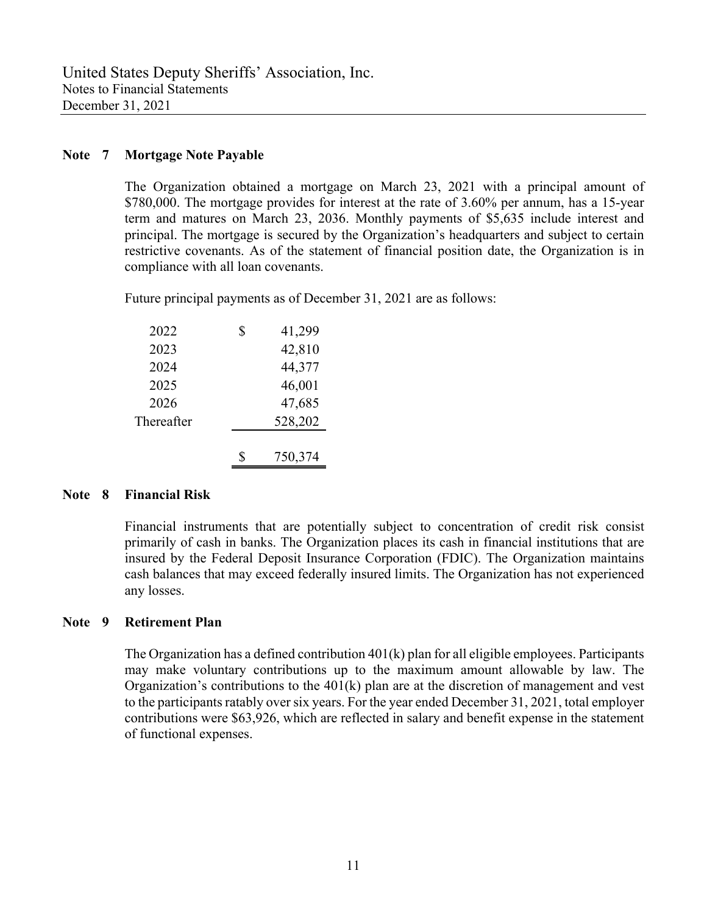## Note 7 Mortgage Note Payable

The Organization obtained a mortgage on March 23, 2021 with a principal amount of $780,000. The mortgage provides for interest at the rate of 3.60% per annum, has a 15-year term and matures on March 23, 2036. Monthly payments of $5,635 include interest and principal. The mortgage is secured by the Organization's headquarters and subject to certain restrictive covenants. As of the statement of financial position date, the Organization is in compliance with all loan covenants.

Future principal payments as of December 31, 2021 are as follows:

| | |
|---|---|
| 2022 | $ 41,299 |
| 2023 | 42,810 |
| 2024 | 44,377 |
| 2025 | 46,001 |
| 2026 | 47,685 |
| Thereafter | 528,202 |
| | $ 750,374 |

## Note 8 Financial Risk

Financial instruments that are potentially subject to concentration of credit risk consist primarily of cash in banks. The Organization places its cash in financial institutions that are insured by the Federal Deposit Insurance Corporation (FDIC). The Organization maintains cash balances that may exceed federally insured limits. The Organization has not experienced any losses.

## Note 9 Retirement Plan

The Organization has a defined contribution 401(k) plan for all eligible employees. Participants may make voluntary contributions up to the maximum amount allowable by law. The Organization's contributions to the 401(k) plan are at the discretion of management and vest to the participants ratably over six years. For the year ended December 31, 2021, total employer contributions were $63,926, which are reflected in salary and benefit expense in the statement of functional expenses.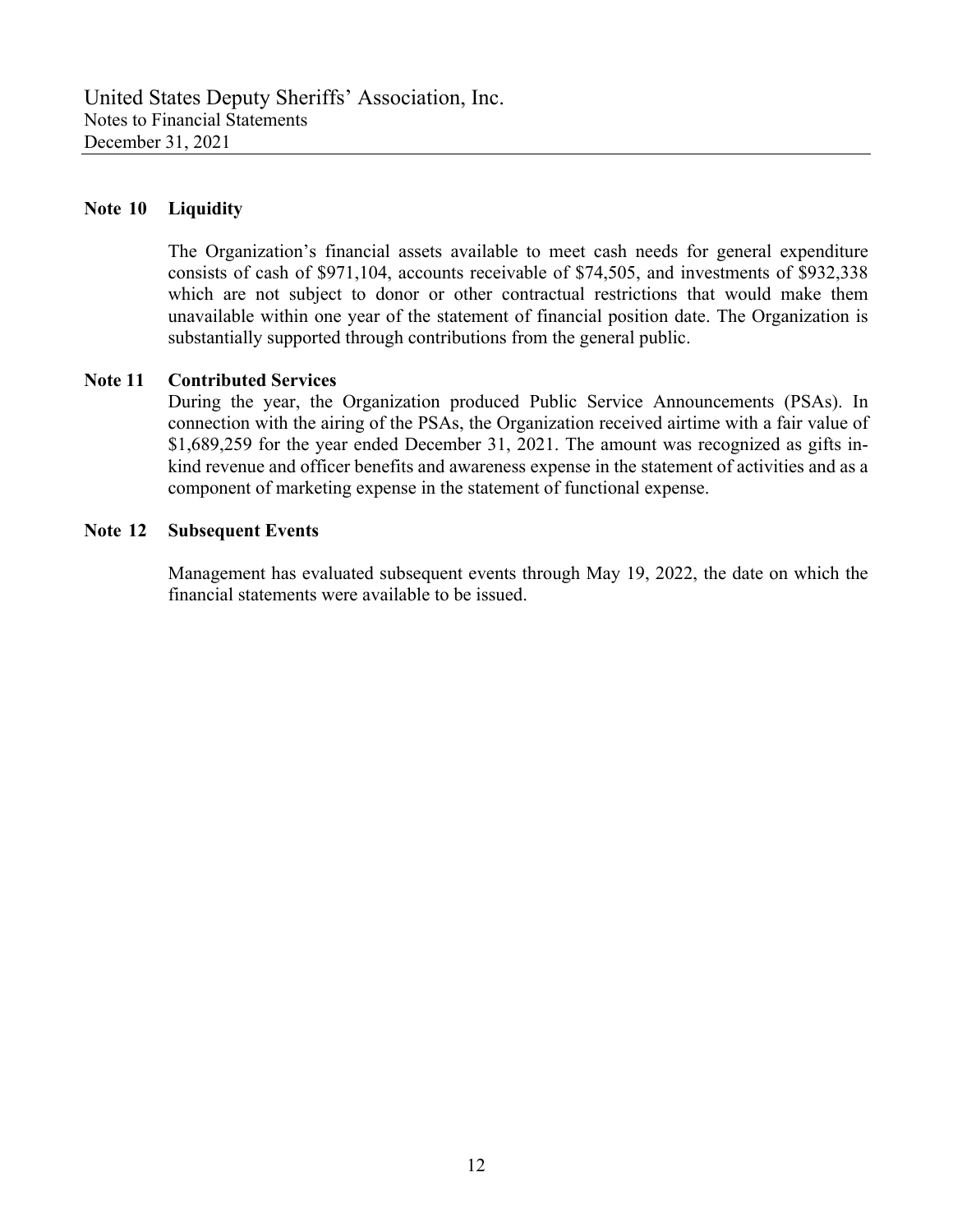## Note 10 Liquidity

The Organization's financial assets available to meet cash needs for general expenditure consists of cash of $971,104, accounts receivable of $74,505, and investments of $932,338 which are not subject to donor or other contractual restrictions that would make them unavailable within one year of the statement of financial position date. The Organization is substantially supported through contributions from the general public.

## Note 11 Contributed Services

During the year, the Organization produced Public Service Announcements (PSAs). In connection with the airing of the PSAs, the Organization received airtime with a fair value of $1,689,259 for the year ended December 31, 2021. The amount was recognized as gifts in-kind revenue and officer benefits and awareness expense in the statement of activities and as a component of marketing expense in the statement of functional expense.

## Note 12 Subsequent Events

Management has evaluated subsequent events through May 19, 2022, the date on which the financial statements were available to be issued.